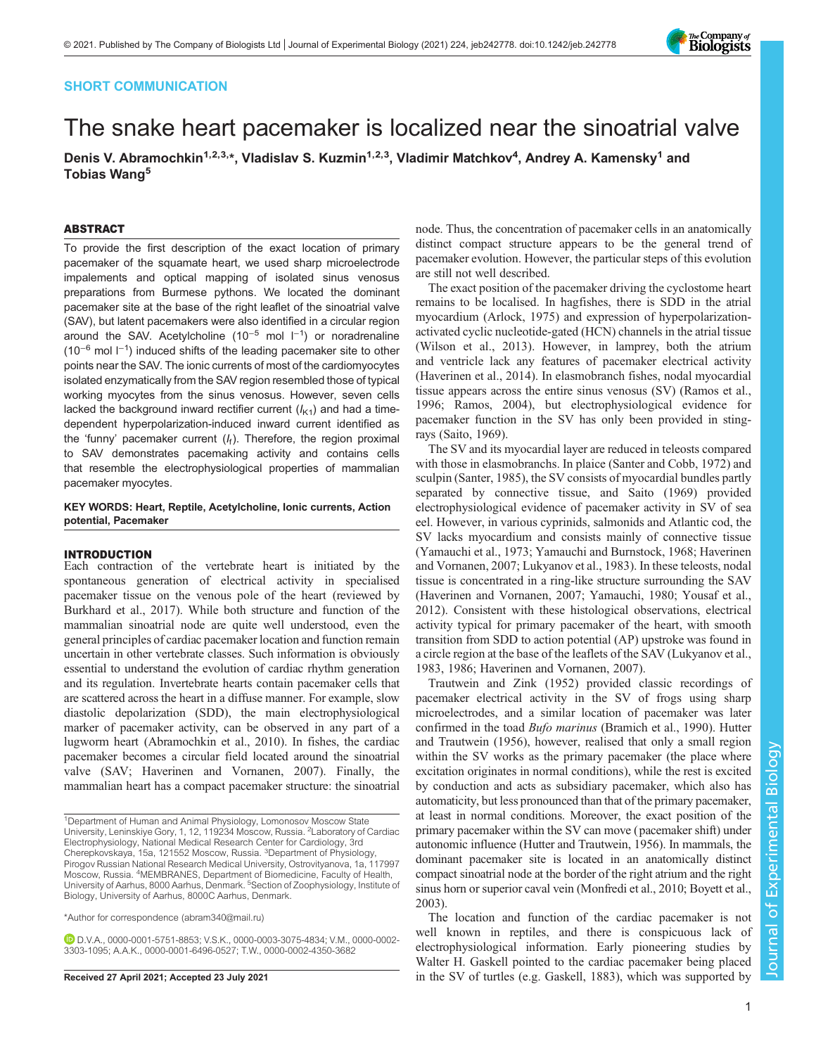SHORT COMMUNICATION

# The snake heart pacemaker is localized near the sinoatrial valve

Denis V. Abramochkin[1,2,3,*], Vladislav S. Kuzmin[1,2,3], Vladimir Matchkov[4], Andrey A. Kamensky[1] and Tobias Wang[5]

## ABSTRACT

To provide the first description of the exact location of primary pacemaker of the squamate heart, we used sharp microelectrode impalements and optical mapping of isolated sinus venosus preparations from Burmese pythons. We located the dominant pacemaker site at the base of the right leaflet of the sinoatrial valve (SAV), but latent pacemakers were also identified in a circular region around the SAV. Acetylcholine ($10^{-5}$ mol $l^{-1}$) or noradrenaline ($10^{-6}$ mol $l^{-1}$) induced shifts of the leading pacemaker site to other points near the SAV. The ionic currents of most of the cardiomyocytes isolated enzymatically from the SAV region resembled those of typical working myocytes from the sinus venosus. However, seven cells lacked the background inward rectifier current ($I_{K1}$) and had a time-dependent hyperpolarization-induced inward current identified as the 'funny' pacemaker current ($I_f$). Therefore, the region proximal to SAV demonstrates pacemaking activity and contains cells that resemble the electrophysiological properties of mammalian pacemaker myocytes.

**KEY WORDS: Heart, Reptile, Acetylcholine, Ionic currents, Action potential, Pacemaker**

## INTRODUCTION

Each contraction of the vertebrate heart is initiated by the spontaneous generation of electrical activity in specialised pacemaker tissue on the venous pole of the heart (reviewed by Burkhard et al., 2017). While both structure and function of the mammalian sinoatrial node are quite well understood, even the general principles of cardiac pacemaker location and function remain uncertain in other vertebrate classes. Such information is obviously essential to understand the evolution of cardiac rhythm generation and its regulation. Invertebrate hearts contain pacemaker cells that are scattered across the heart in a diffuse manner. For example, slow diastolic depolarization (SDD), the main electrophysiological marker of pacemaker activity, can be observed in any part of a lugworm heart (Abramochkin et al., 2010). In fishes, the cardiac pacemaker becomes a circular field located around the sinoatrial valve (SAV; Haverinen and Vornanen, 2007). Finally, the mammalian heart has a compact pacemaker structure: the sinoatrial node. Thus, the concentration of pacemaker cells in an anatomically distinct compact structure appears to be the general trend of pacemaker evolution. However, the particular steps of this evolution are still not well described.

The exact position of the pacemaker driving the cyclostome heart remains to be localised. In hagfishes, there is SDD in the atrial myocardium (Arlock, 1975) and expression of hyperpolarization-activated cyclic nucleotide-gated (HCN) channels in the atrial tissue (Wilson et al., 2013). However, in lamprey, both the atrium and ventricle lack any features of pacemaker electrical activity (Haverinen et al., 2014). In elasmobranch fishes, nodal myocardial tissue appears across the entire sinus venosus (SV) (Ramos et al., 1996; Ramos, 2004), but electrophysiological evidence for pacemaker function in the SV has only been provided in sting-rays (Saito, 1969).

The SV and its myocardial layer are reduced in teleosts compared with those in elasmobranchs. In plaice (Santer and Cobb, 1972) and sculpin (Santer, 1985), the SV consists of myocardial bundles partly separated by connective tissue, and Saito (1969) provided electrophysiological evidence of pacemaker activity in SV of sea eel. However, in various cyprinids, salmonids and Atlantic cod, the SV lacks myocardium and consists mainly of connective tissue (Yamauchi et al., 1973; Yamauchi and Burnstock, 1968; Haverinen and Vornanen, 2007; Lukyanov et al., 1983). In these teleosts, nodal tissue is concentrated in a ring-like structure surrounding the SAV (Haverinen and Vornanen, 2007; Yamauchi, 1980; Yousaf et al., 2012). Consistent with these histological observations, electrical activity typical for primary pacemaker of the heart, with smooth transition from SDD to action potential (AP) upstroke was found in a circle region at the base of the leaflets of the SAV (Lukyanov et al., 1983, 1986; Haverinen and Vornanen, 2007).

Trautwein and Zink (1952) provided classic recordings of pacemaker electrical activity in the SV of frogs using sharp microelectrodes, and a similar location of pacemaker was later confirmed in the toad *Bufo marinus* (Bramich et al., 1990). Hutter and Trautwein (1956), however, realised that only a small region within the SV works as the primary pacemaker (the place where excitation originates in normal conditions), while the rest is excited by conduction and acts as subsidiary pacemaker, which also has automaticity, but less pronounced than that of the primary pacemaker, at least in normal conditions. Moreover, the exact position of the primary pacemaker within the SV can move (pacemaker shift) under autonomic influence (Hutter and Trautwein, 1956). In mammals, the dominant pacemaker site is located in an anatomically distinct compact sinoatrial node at the border of the right atrium and the right sinus horn or superior caval vein (Monfredi et al., 2010; Boyett et al., 2003).

The location and function of the cardiac pacemaker is not well known in reptiles, and there is conspicuous lack of electrophysiological information. Early pioneering studies by Walter H. Gaskell pointed to the cardiac pacemaker being placed in the SV of turtles (e.g. Gaskell, 1883), which was supported by

[1]Department of Human and Animal Physiology, Lomonosov Moscow State University, Leninskiye Gory, 1, 12, 119234 Moscow, Russia. [2]Laboratory of Cardiac Electrophysiology, National Medical Research Center for Cardiology, 3rd Cherepkovskaya, 15a, 121552 Moscow, Russia. [3]Department of Physiology, Pirogov Russian National Research Medical University, Ostrovityanova, 1a, 117997 Moscow, Russia. [4]MEMBRANES, Department of Biomedicine, Faculty of Health, University of Aarhus, 8000 Aarhus, Denmark. [5]Section of Zoophysiology, Institute of Biology, University of Aarhus, 8000C Aarhus, Denmark.

*Author for correspondence (abram340@mail.ru)

D.V.A., 0000-0001-5751-8853; V.S.K., 0000-0003-3075-4834; V.M., 0000-0002-3303-1095; A.A.K., 0000-0001-6496-0527; T.W., 0000-0002-4350-3682

Received 27 April 2021; Accepted 23 July 2021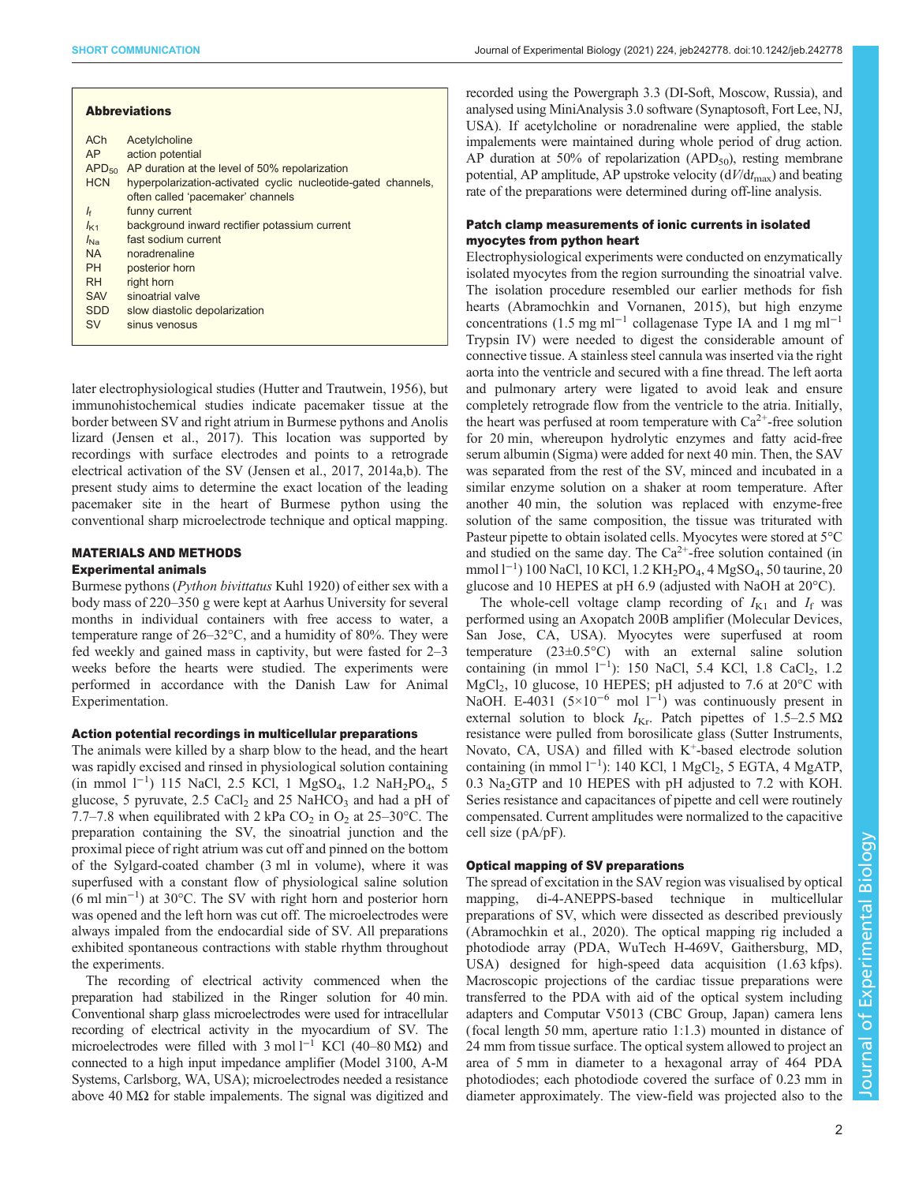**Abbreviations**

| | |
|---|---|
| ACh | Acetylcholine |
| AP | action potential |
| $APD_{50}$ | AP duration at the level of 50% repolarization |
| HCN | hyperpolarization-activated cyclic nucleotide-gated channels, often called 'pacemaker' channels |
| $I_f$ | funny current |
| $I_{K1}$ | background inward rectifier potassium current |
| $I_{Na}$ | fast sodium current |
| NA | noradrenaline |
| PH | posterior horn |
| RH | right horn |
| SAV | sinoatrial valve |
| SDD | slow diastolic depolarization |
| SV | sinus venosus |

later electrophysiological studies (Hutter and Trautwein, 1956), but immunohistochemical studies indicate pacemaker tissue at the border between SV and right atrium in Burmese pythons and Anolis lizard (Jensen et al., 2017). This location was supported by recordings with surface electrodes and points to a retrograde electrical activation of the SV (Jensen et al., 2017, 2014a,b). The present study aims to determine the exact location of the leading pacemaker site in the heart of Burmese python using the conventional sharp microelectrode technique and optical mapping.

## MATERIALS AND METHODS

### Experimental animals

Burmese pythons (*Python bivittatus* Kuhl 1920) of either sex with a body mass of 220–350 g were kept at Aarhus University for several months in individual containers with free access to water, a temperature range of 26–32°C, and a humidity of 80%. They were fed weekly and gained mass in captivity, but were fasted for 2–3 weeks before the hearts were studied. The experiments were performed in accordance with the Danish Law for Animal Experimentation.

### Action potential recordings in multicellular preparations

The animals were killed by a sharp blow to the head, and the heart was rapidly excised and rinsed in physiological solution containing (in mmol $l^{-1}$) 115 NaCl, 2.5 KCl, 1 $MgSO_4$, 1.2 $NaH_2PO_4$, 5 glucose, 5 pyruvate, 2.5 $CaCl_2$ and 25 $NaHCO_3$ and had a pH of 7.7–7.8 when equilibrated with 2 kPa $CO_2$ in $O_2$ at 25–30°C. The preparation containing the SV, the sinoatrial junction and the proximal piece of right atrium was cut off and pinned on the bottom of the Sylgard-coated chamber (3 ml in volume), where it was superfused with a constant flow of physiological saline solution (6 ml $min^{-1}$) at 30°C. The SV with right horn and posterior horn was opened and the left horn was cut off. The microelectrodes were always impaled from the endocardial side of SV. All preparations exhibited spontaneous contractions with stable rhythm throughout the experiments.

The recording of electrical activity commenced when the preparation had stabilized in the Ringer solution for 40 min. Conventional sharp glass microelectrodes were used for intracellular recording of electrical activity in the myocardium of SV. The microelectrodes were filled with 3 mol $l^{-1}$ KCl (40–80 MΩ) and connected to a high input impedance amplifier (Model 3100, A-M Systems, Carlsborg, WA, USA); microelectrodes needed a resistance above 40 MΩ for stable impalements. The signal was digitized and recorded using the Powergraph 3.3 (DI-Soft, Moscow, Russia), and analysed using MiniAnalysis 3.0 software (Synaptosoft, Fort Lee, NJ, USA). If acetylcholine or noradrenaline were applied, the stable impalements were maintained during whole period of drug action. AP duration at 50% of repolarization ($APD_{50}$), resting membrane potential, AP amplitude, AP upstroke velocity ($dV/dt_{max}$) and beating rate of the preparations were determined during off-line analysis.

### Patch clamp measurements of ionic currents in isolated myocytes from python heart

Electrophysiological experiments were conducted on enzymatically isolated myocytes from the region surrounding the sinoatrial valve. The isolation procedure resembled our earlier methods for fish hearts (Abramochkin and Vornanen, 2015), but high enzyme concentrations (1.5 mg $ml^{-1}$ collagenase Type IA and 1 mg $ml^{-1}$ Trypsin IV) were needed to digest the considerable amount of connective tissue. A stainless steel cannula was inserted via the right aorta into the ventricle and secured with a fine thread. The left aorta and pulmonary artery were ligated to avoid leak and ensure completely retrograde flow from the ventricle to the atria. Initially, the heart was perfused at room temperature with $Ca^{2+}$-free solution for 20 min, whereupon hydrolytic enzymes and fatty acid-free serum albumin (Sigma) were added for next 40 min. Then, the SAV was separated from the rest of the SV, minced and incubated in a similar enzyme solution on a shaker at room temperature. After another 40 min, the solution was replaced with enzyme-free solution of the same composition, the tissue was triturated with Pasteur pipette to obtain isolated cells. Myocytes were stored at 5°C and studied on the same day. The $Ca^{2+}$-free solution contained (in mmol $l^{-1}$) 100 NaCl, 10 KCl, 1.2 $KH_2PO_4$, 4 $MgSO_4$, 50 taurine, 20 glucose and 10 HEPES at pH 6.9 (adjusted with NaOH at 20°C).

The whole-cell voltage clamp recording of $I_{K1}$ and $I_f$ was performed using an Axopatch 200B amplifier (Molecular Devices, San Jose, CA, USA). Myocytes were superfused at room temperature (23±0.5°C) with an external saline solution containing (in mmol $l^{-1}$): 150 NaCl, 5.4 KCl, 1.8 $CaCl_2$, 1.2 $MgCl_2$, 10 glucose, 10 HEPES; pH adjusted to 7.6 at 20°C with NaOH. E-4031 ($5\times10^{-6}$ mol $l^{-1}$) was continuously present in external solution to block $I_{Kr}$. Patch pipettes of 1.5–2.5 MΩ resistance were pulled from borosilicate glass (Sutter Instruments, Novato, CA, USA) and filled with $K^+$-based electrode solution containing (in mmol $l^{-1}$): 140 KCl, 1 $MgCl_2$, 5 EGTA, 4 MgATP, 0.3 $Na_2GTP$ and 10 HEPES with pH adjusted to 7.2 with KOH. Series resistance and capacitances of pipette and cell were routinely compensated. Current amplitudes were normalized to the capacitive cell size (pA/pF).

### Optical mapping of SV preparations

The spread of excitation in the SAV region was visualised by optical mapping, di-4-ANEPPS-based technique in multicellular preparations of SV, which were dissected as described previously (Abramochkin et al., 2020). The optical mapping rig included a photodiode array (PDA, WuTech H-469V, Gaithersburg, MD, USA) designed for high-speed data acquisition (1.63 kfps). Macroscopic projections of the cardiac tissue preparations were transferred to the PDA with aid of the optical system including adapters and Computar V5013 (CBC Group, Japan) camera lens (focal length 50 mm, aperture ratio 1:1.3) mounted in distance of 24 mm from tissue surface. The optical system allowed to project an area of 5 mm in diameter to a hexagonal array of 464 PDA photodiodes; each photodiode covered the surface of 0.23 mm in diameter approximately. The view-field was projected also to the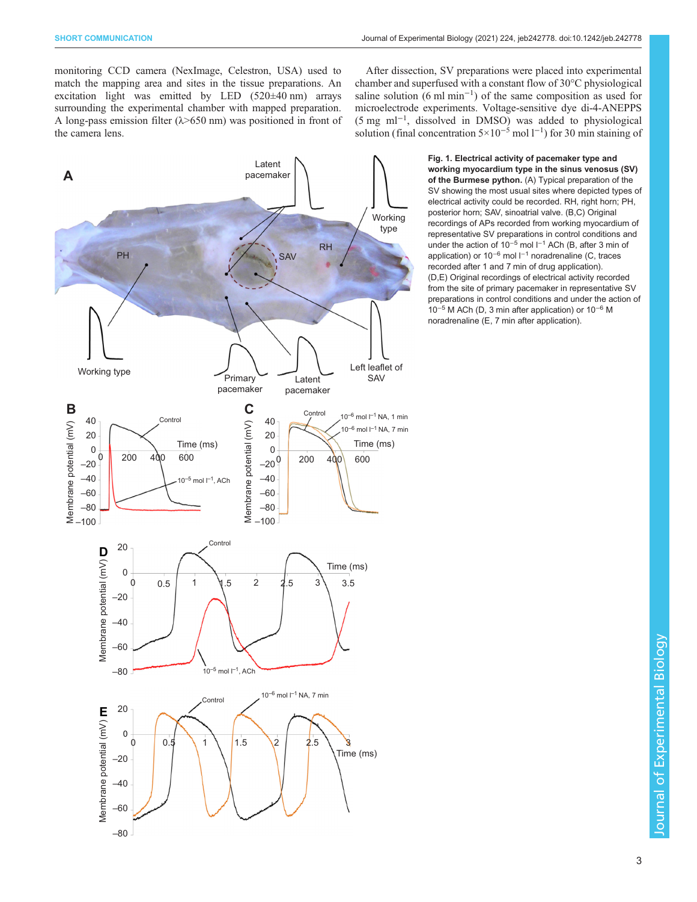monitoring CCD camera (NexImage, Celestron, USA) used to match the mapping area and sites in the tissue preparations. An excitation light was emitted by LED (520±40 nm) arrays surrounding the experimental chamber with mapped preparation. A long-pass emission filter (λ>650 nm) was positioned in front of the camera lens.

After dissection, SV preparations were placed into experimental chamber and superfused with a constant flow of 30°C physiological saline solution (6 ml $min^{-1}$) of the same composition as used for microelectrode experiments. Voltage-sensitive dye di-4-ANEPPS (5 mg $ml^{-1}$, dissolved in DMSO) was added to physiological solution (final concentration $5{\times}10^{-5}$ mol $l^{-1}$) for 30 min staining of

**Fig. 1. Electrical activity of pacemaker type and working myocardium type in the sinus venosus (SV) of the Burmese python.** (A) Typical preparation of the SV showing the most usual sites where depicted types of electrical activity could be recorded. RH, right horn; PH, posterior horn; SAV, sinoatrial valve. (B,C) Original recordings of APs recorded from working myocardium of representative SV preparations in control conditions and under the action of $10^{-5}$ mol $l^{-1}$ ACh (B, after 3 min of application) or $10^{-6}$ mol $l^{-1}$ noradrenaline (C, traces recorded after 1 and 7 min of drug application). (D,E) Original recordings of electrical activity recorded from the site of primary pacemaker in representative SV preparations in control conditions and under the action of $10^{-5}$ M ACh (D, 3 min after application) or $10^{-6}$ M noradrenaline (E, 7 min after application).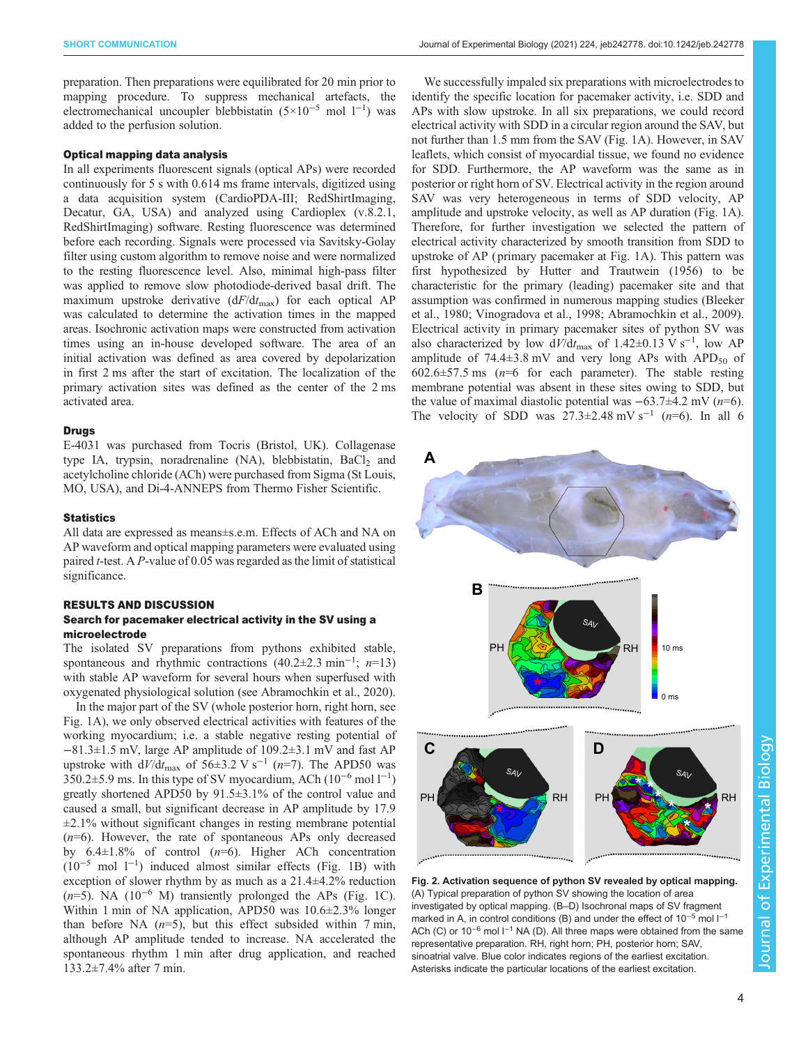preparation. Then preparations were equilibrated for 20 min prior to mapping procedure. To suppress mechanical artefacts, the electromechanical uncoupler blebbistatin ($5{\times}10^{-5}$ mol $l^{-1}$) was added to the perfusion solution.

### Optical mapping data analysis

In all experiments fluorescent signals (optical APs) were recorded continuously for 5 s with 0.614 ms frame intervals, digitized using a data acquisition system (CardioPDA-III; RedShirtImaging, Decatur, GA, USA) and analyzed using Cardioplex (v.8.2.1, RedShirtImaging) software. Resting fluorescence was determined before each recording. Signals were processed via Savitsky-Golay filter using custom algorithm to remove noise and were normalized to the resting fluorescence level. Also, minimal high-pass filter was applied to remove slow photodiode-derived basal drift. The maximum upstroke derivative ($dF/dt_{max}$) for each optical AP was calculated to determine the activation times in the mapped areas. Isochronic activation maps were constructed from activation times using an in-house developed software. The area of an initial activation was defined as area covered by depolarization in first 2 ms after the start of excitation. The localization of the primary activation sites was defined as the center of the 2 ms activated area.

### Drugs

E-4031 was purchased from Tocris (Bristol, UK). Collagenase type IA, trypsin, noradrenaline (NA), blebbistatin, $BaCl_2$ and acetylcholine chloride (ACh) were purchased from Sigma (St Louis, MO, USA), and Di-4-ANNEPS from Thermo Fisher Scientific.

### Statistics

All data are expressed as means±s.e.m. Effects of ACh and NA on AP waveform and optical mapping parameters were evaluated using paired *t*-test. A *P*-value of 0.05 was regarded as the limit of statistical significance.

## RESULTS AND DISCUSSION

### Search for pacemaker electrical activity in the SV using a microelectrode

The isolated SV preparations from pythons exhibited stable, spontaneous and rhythmic contractions (40.2±2.3 $min^{-1}$; *n*=13) with stable AP waveform for several hours when superfused with oxygenated physiological solution (see Abramochkin et al., 2020).

In the major part of the SV (whole posterior horn, right horn, see Fig. 1A), we only observed electrical activities with features of the working myocardium; i.e. a stable negative resting potential of −81.3±1.5 mV, large AP amplitude of 109.2±3.1 mV and fast AP upstroke with $dV/dt_{max}$ of 56±3.2 V $s^{-1}$ (*n*=7). The APD50 was 350.2±5.9 ms. In this type of SV myocardium, ACh ($10^{-6}$ mol $l^{-1}$) greatly shortened APD50 by 91.5±3.1% of the control value and caused a small, but significant decrease in AP amplitude by 17.9 ±2.1% without significant changes in resting membrane potential (*n*=6). However, the rate of spontaneous APs only decreased by 6.4±1.8% of control (*n*=6). Higher ACh concentration ($10^{-5}$ mol $l^{-1}$) induced almost similar effects (Fig. 1B) with exception of slower rhythm by as much as a 21.4±4.2% reduction (*n*=5). NA ($10^{-6}$ M) transiently prolonged the APs (Fig. 1C). Within 1 min of NA application, APD50 was 10.6±2.3% longer than before NA (*n*=5), but this effect subsided within 7 min, although AP amplitude tended to increase. NA accelerated the spontaneous rhythm 1 min after drug application, and reached 133.2±7.4% after 7 min.

We successfully impaled six preparations with microelectrodes to identify the specific location for pacemaker activity, i.e. SDD and APs with slow upstroke. In all six preparations, we could record electrical activity with SDD in a circular region around the SAV, but not further than 1.5 mm from the SAV (Fig. 1A). However, in SAV leaflets, which consist of myocardial tissue, we found no evidence for SDD. Furthermore, the AP waveform was the same as in posterior or right horn of SV. Electrical activity in the region around SAV was very heterogeneous in terms of SDD velocity, AP amplitude and upstroke velocity, as well as AP duration (Fig. 1A). Therefore, for further investigation we selected the pattern of electrical activity characterized by smooth transition from SDD to upstroke of AP (primary pacemaker at Fig. 1A). This pattern was first hypothesized by Hutter and Trautwein (1956) to be characteristic for the primary (leading) pacemaker site and that assumption was confirmed in numerous mapping studies (Bleeker et al., 1980; Vinogradova et al., 1998; Abramochkin et al., 2009). Electrical activity in primary pacemaker sites of python SV was also characterized by low $dV/dt_{max}$ of 1.42±0.13 V $s^{-1}$, low AP amplitude of 74.4±3.8 mV and very long APs with $APD_{50}$ of 602.6±57.5 ms (*n*=6 for each parameter). The stable resting membrane potential was absent in these sites owing to SDD, but the value of maximal diastolic potential was −63.7±4.2 mV (*n*=6). The velocity of SDD was 27.3±2.48 mV $s^{-1}$ (*n*=6). In all 6

**Fig. 2. Activation sequence of python SV revealed by optical mapping.** (A) Typical preparation of python SV showing the location of area investigated by optical mapping. (B–D) Isochronal maps of SV fragment marked in A, in control conditions (B) and under the effect of $10^{-5}$ mol $l^{-1}$ ACh (C) or $10^{-6}$ mol $l^{-1}$ NA (D). All three maps were obtained from the same representative preparation. RH, right horn; PH, posterior horn; SAV, sinoatrial valve. Blue color indicates regions of the earliest excitation. Asterisks indicate the particular locations of the earliest excitation.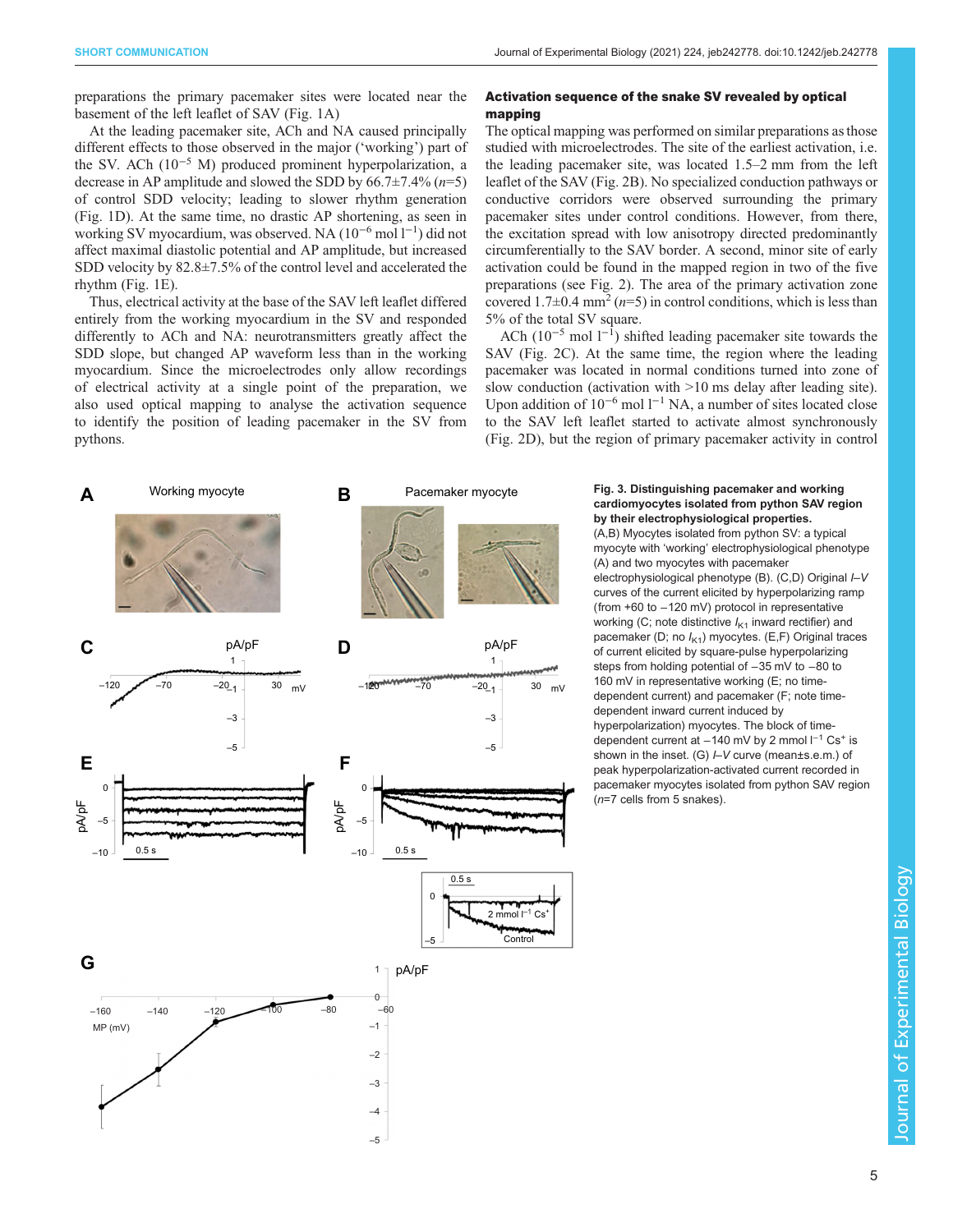preparations the primary pacemaker sites were located near the basement of the left leaflet of SAV (Fig. 1A)

At the leading pacemaker site, ACh and NA caused principally different effects to those observed in the major ('working') part of the SV. ACh ($10^{-5}$ M) produced prominent hyperpolarization, a decrease in AP amplitude and slowed the SDD by 66.7±7.4% ($n$=5) of control SDD velocity; leading to slower rhythm generation (Fig. 1D). At the same time, no drastic AP shortening, as seen in working SV myocardium, was observed. NA ($10^{-6}$ mol $l^{-1}$) did not affect maximal diastolic potential and AP amplitude, but increased SDD velocity by 82.8±7.5% of the control level and accelerated the rhythm (Fig. 1E).

Thus, electrical activity at the base of the SAV left leaflet differed entirely from the working myocardium in the SV and responded differently to ACh and NA: neurotransmitters greatly affect the SDD slope, but changed AP waveform less than in the working myocardium. Since the microelectrodes only allow recordings of electrical activity at a single point of the preparation, we also used optical mapping to analyse the activation sequence to identify the position of leading pacemaker in the SV from pythons.

### Activation sequence of the snake SV revealed by optical mapping

The optical mapping was performed on similar preparations as those studied with microelectrodes. The site of the earliest activation, i.e. the leading pacemaker site, was located 1.5–2 mm from the left leaflet of the SAV (Fig. 2B). No specialized conduction pathways or conductive corridors were observed surrounding the primary pacemaker sites under control conditions. However, from there, the excitation spread with low anisotropy directed predominantly circumferentially to the SAV border. A second, minor site of early activation could be found in the mapped region in two of the five preparations (see Fig. 2). The area of the primary activation zone covered 1.7±0.4 $mm^2$ ($n$=5) in control conditions, which is less than 5% of the total SV square.

ACh ($10^{-5}$ mol $l^{-1}$) shifted leading pacemaker site towards the SAV (Fig. 2C). At the same time, the region where the leading pacemaker was located in normal conditions turned into zone of slow conduction (activation with >10 ms delay after leading site). Upon addition of $10^{-6}$ mol $l^{-1}$ NA, a number of sites located close to the SAV left leaflet started to activate almost synchronously (Fig. 2D), but the region of primary pacemaker activity in control

**Fig. 3. Distinguishing pacemaker and working cardiomyocytes isolated from python SAV region by their electrophysiological properties.** (A,B) Myocytes isolated from python SV: a typical myocyte with 'working' electrophysiological phenotype (A) and two myocytes with pacemaker electrophysiological phenotype (B). (C,D) Original $I$–$V$ curves of the current elicited by hyperpolarizing ramp (from +60 to −120 mV) protocol in representative working (C; note distinctive $I_{K1}$ inward rectifier) and pacemaker (D; no $I_{K1}$) myocytes. (E,F) Original traces of current elicited by square-pulse hyperpolarizing steps from holding potential of −35 mV to −80 to 160 mV in representative working (E; no time-dependent current) and pacemaker (F; note time-dependent inward current induced by hyperpolarization) myocytes. The block of time-dependent current at −140 mV by 2 mmol $l^{-1}$ $Cs^+$ is shown in the inset. (G) $I$–$V$ curve (mean±s.e.m.) of peak hyperpolarization-activated current recorded in pacemaker myocytes isolated from python SAV region ($n$=7 cells from 5 snakes).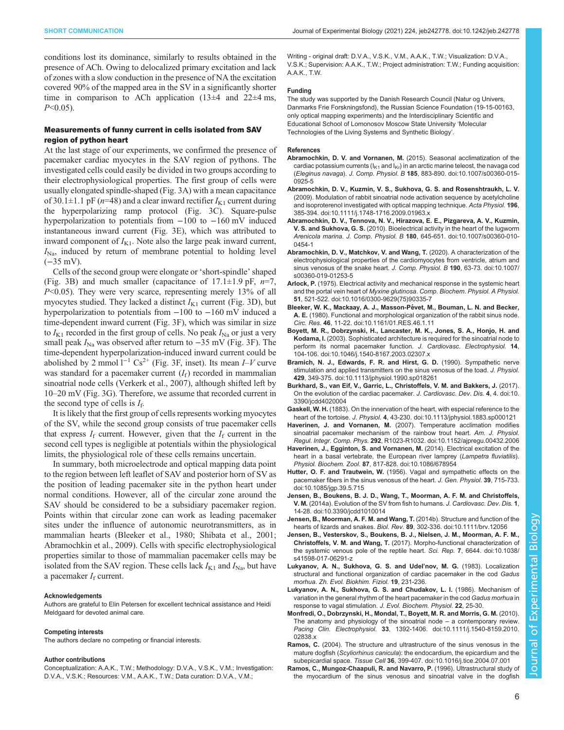conditions lost its dominance, similarly to results obtained in the presence of ACh. Owing to delocalized primary excitation and lack of zones with a slow conduction in the presence of NA the excitation covered 90% of the mapped area in the SV in a significantly shorter time in comparison to ACh application (13±4 and 22±4 ms, $P$<0.05).

## Measurements of funny current in cells isolated from SAV region of python heart

At the last stage of our experiments, we confirmed the presence of pacemaker cardiac myocytes in the SAV region of pythons. The investigated cells could easily be divided in two groups according to their electrophysiological properties. The first group of cells were usually elongated spindle-shaped (Fig. 3A) with a mean capacitance of 30.1±1.1 pF ($n$=48) and a clear inward rectifier $I_{K1}$ current during the hyperpolarizing ramp protocol (Fig. 3C). Square-pulse hyperpolarization to potentials from −100 to −160 mV induced instantaneous inward current (Fig. 3E), which was attributed to inward component of $I_{K1}$. Note also the large peak inward current, $I_{Na}$, induced by return of membrane potential to holding level (−35 mV).

Cells of the second group were elongate or 'short-spindle' shaped (Fig. 3B) and much smaller (capacitance of 17.1±1.9 pF, $n$=7, $P$<0.05). They were very scarce, representing merely 13% of all myocytes studied. They lacked a distinct $I_{K1}$ current (Fig. 3D), but hyperpolarization to potentials from −100 to −160 mV induced a time-dependent inward current (Fig. 3F), which was similar in size to $I_{K1}$ recorded in the first group of cells. No peak $I_{Na}$ or just a very small peak $I_{Na}$ was observed after return to −35 mV (Fig. 3F). The time-dependent hyperpolarization-induced inward current could be abolished by 2 mmol $l^{-1}$ $Cs^{2+}$ (Fig. 3F, inset). Its mean $I$–$V$ curve was standard for a pacemaker current ($I_f$) recorded in mammalian sinoatrial node cells (Verkerk et al., 2007), although shifted left by 10–20 mV (Fig. 3G). Therefore, we assume that recorded current in the second type of cells is $I_f$.

It is likely that the first group of cells represents working myocytes of the SV, while the second group consists of true pacemaker cells that express $I_f$ current. However, given that the $I_f$ current in the second cell types is negligible at potentials within the physiological limits, the physiological role of these cells remains uncertain.

In summary, both microelectrode and optical mapping data point to the region between left leaflet of SAV and posterior horn of SV as the position of leading pacemaker site in the python heart under normal conditions. However, all of the circular zone around the SAV should be considered to be a subsidiary pacemaker region. Points within that circular zone can work as leading pacemaker sites under the influence of autonomic neurotransmitters, as in mammalian hearts (Bleeker et al., 1980; Shibata et al., 2001; Abramochkin et al., 2009). Cells with specific electrophysiological properties similar to those of mammalian pacemaker cells may be isolated from the SAV region. These cells lack $I_{K1}$ and $I_{Na}$, but have a pacemaker $I_f$ current.

#### Acknowledgements
Authors are grateful to Elin Petersen for excellent technical assistance and Heidi Meldgaard for devoted animal care.

#### Competing interests
The authors declare no competing or financial interests.

#### Author contributions
Conceptualization: A.A.K., T.W.; Methodology: D.V.A., V.S.K., V.M.; Investigation: D.V.A., V.S.K.; Resources: V.M., A.A.K., T.W.; Data curation: D.V.A., V.M.; Writing - original draft: D.V.A., V.S.K., V.M., A.A.K., T.W.; Visualization: D.V.A., V.S.K.; Supervision: A.A.K., T.W.; Project administration: T.W.; Funding acquisition: A.A.K., T.W.

#### Funding
The study was supported by the Danish Research Council (Natur og Univers, Danmarks Frie Forskningsfond), the Russian Science Foundation (19-15-00163, only optical mapping experiments) and the Interdisciplinary Scientific and Educational School of Lomonosov Moscow State University 'Molecular Technologies of the Living Systems and Synthetic Biology'.

#### References

**Abramochkin, D. V. and Vornanen, M.** (2015). Seasonal acclimatization of the cardiac potassium currents ($I_{K1}$ and $I_{Kr}$) in an arctic marine teleost, the navaga cod (*Eleginus navaga*). *J. Comp. Physiol. B* **185**, 883-890. doi:10.1007/s00360-015-0925-5

**Abramochkin, D. V., Kuzmin, V. S., Sukhova, G. S. and Rosenshtraukh, L. V.** (2009). Modulation of rabbit sinoatrial node activation sequence by acetylcholine and isoproterenol investigated with optical mapping technique. *Acta Physiol.* **196**, 385-394. doi:10.1111/j.1748-1716.2009.01963.x

**Abramochkin, D. V., Tennova, N. V., Hirazova, E. E., Pizgareva, A. V., Kuzmin, V. S. and Sukhova, G. S.** (2010). Bioelectrical activity in the heart of the lugworm *Arenicola marina*. *J. Comp. Physiol. B* **180**, 645-651. doi:10.1007/s00360-010-0454-1

**Abramochkin, D. V., Matchkov, V. and Wang, T.** (2020). A characterization of the electrophysiological properties of the cardiomyocytes from ventricle, atrium and sinus venosus of the snake heart. *J. Comp. Physiol. B* **190**, 63-73. doi:10.1007/s00360-019-01253-5

**Arlock, P.** (1975). Electrical activity and mechanical response in the systemic heart and the portal vein heart of *Myxine glutinosa*. *Comp. Biochem. Physiol. A Physiol.* **51**, 521-522. doi:10.1016/0300-9629(75)90335-7

**Bleeker, W. K., Mackaay, A. J., Masson-Pévet, M., Bouman, L. N. and Becker, A. E.** (1980). Functional and morphological organization of the rabbit sinus node. *Circ. Res.* **46**, 11-22. doi:10.1161/01.RES.46.1.11

**Boyett, M. R., Dobrzynski, H., Lancaster, M. K., Jones, S. A., Honjo, H. and Kodama, I.** (2003). Sophisticated architecture is required for the sinoatrial node to perform its normal pacemaker function. *J. Cardiovasc. Electrophysiol.* **14**, 104-106. doi:10.1046/j.1540-8167.2003.02307.x

**Bramich, N. J., Edwards, F. R. and Hirst, G. D.** (1990). Sympathetic nerve stimulation and applied transmitters on the sinus venosus of the toad. *J. Physiol.* **429**, 349-375. doi:10.1113/jphysiol.1990.sp018261

**Burkhard, S., van Eif, V., Garric, L., Christoffels, V. M. and Bakkers, J.** (2017). On the evolution of the cardiac pacemaker. *J. Cardiovasc. Dev. Dis.* **4**, 4. doi:10.3390/jcdd4020004

**Gaskell, W. H.** (1883). On the innervation of the heart, with especial reference to the heart of the tortoise. *J. Physiol.* **4**, 43-230. doi:10.1113/jphysiol.1883.sp000121

**Haverinen, J. and Vornanen, M.** (2007). Temperature acclimation modifies sinoatrial pacemaker mechanism of the rainbow trout heart. *Am. J. Physiol. Regul. Integr. Comp. Phys.* **292**, R1023-R1032. doi:10.1152/ajpregu.00432.2006

**Haverinen, J., Egginton, S. and Vornanen, M.** (2014). Electrical excitation of the heart in a basal vertebrate, the European river lamprey (*Lampetra fluviatilis*). *Physiol. Biochem. Zool.* **87**, 817-828. doi:10.1086/678954

**Hutter, O. F. and Trautwein, W.** (1956). Vagal and sympathetic effects on the pacemaker fibers in the sinus venosus of the heart. *J. Gen. Physiol.* **39**, 715-733. doi:10.1085/jgp.39.5.715

**Jensen, B., Boukens, B. J. D., Wang, T., Moorman, A. F. M. and Christoffels, V. M.** (2014a). Evolution of the SV from fish to humans. *J. Cardiovasc. Dev. Dis.* **1**, 14-28. doi:10.3390/jcdd1010014

**Jensen, B., Moorman, A. F. M. and Wang, T.** (2014b). Structure and function of the hearts of lizards and snakes. *Biol. Rev.* **89**, 302-336. doi:10.1111/brv.12056

**Jensen, B., Vesterskov, S., Boukens, B. J., Nielsen, J. M., Moorman, A. F. M., Christoffels, V. M. and Wang, T.** (2017). Morpho-functional characterization of the systemic venous pole of the reptile heart. *Sci. Rep.* **7**, 6644. doi:10.1038/s41598-017-06291-z

**Lukyanov, A. N., Sukhova, G. S. and Udel'nov, M. G.** (1983). Localization structural and functional organization of cardiac pacemaker in the cod *Gadus morhua*. *Zh. Evol. Biokhim. Fiziol.* **19**, 231-236.

**Lukyanov, A. N., Sukhova, G. S. and Chudakov, L. I.** (1986). Mechanism of variation in the general rhythm of the heart pacemaker in the cod *Gadus morhua* in response to vagal stimulation. *J. Evol. Biochem. Physiol.* **22**, 25-30.

**Monfredi, O., Dobrzynski, H., Mondal, T., Boyett, M. R. and Morris, G. M.** (2010). The anatomy and physiology of the sinoatrial node – a contemporary review. *Pacing Clin. Electrophysiol.* **33**, 1392-1406. doi:10.1111/j.1540-8159.2010.02838.x

**Ramos, C.** (2004). The structure and ultrastructure of the sinus venosus in the mature dogfish (*Scyliorhinus canicula*): the endocardium, the epicardium and the subepicardial space. *Tissue Cell* **36**, 399-407. doi:10.1016/j.tice.2004.07.001

**Ramos, C., Mungoz-Chaapuli, R. and Navarro, P.** (1996). Ultrastructural study of the myocardium of the sinus venosus and sinoatrial valve in the dogfish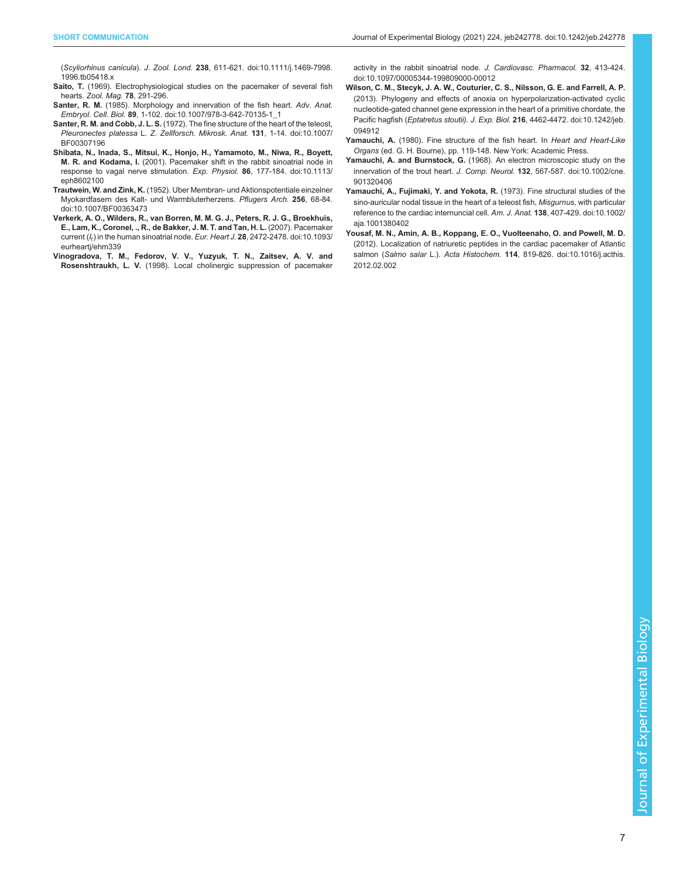(*Scyliorhinus canicula*). *J. Zool. Lond.* **238**, 611-621. doi:10.1111/j.1469-7998.1996.tb05418.x

**Saito, T.** (1969). Electrophysiological studies on the pacemaker of several fish hearts. *Zool. Mag.* **78**, 291-296.

**Santer, R. M.** (1985). Morphology and innervation of the fish heart. *Adv. Anat. Embryol. Cell. Biol.* **89**, 1-102. doi:10.1007/978-3-642-70135-1_1

**Santer, R. M. and Cobb, J. L. S.** (1972). The fine structure of the heart of the teleost, *Pleuronectes platessa* L. *Z. Zellforsch. Mikrosk. Anat.* **131**, 1-14. doi:10.1007/BF00307196

**Shibata, N., Inada, S., Mitsui, K., Honjo, H., Yamamoto, M., Niwa, R., Boyett, M. R. and Kodama, I.** (2001). Pacemaker shift in the rabbit sinoatrial node in response to vagal nerve stimulation. *Exp. Physiol.* **86**, 177-184. doi:10.1113/eph8602100

**Trautwein, W. and Zink, K.** (1952). Uber Membran- und Aktionspotentiale einzelner Myokardfasern des Kalt- und Warmbluterherzens. *Pflugers Arch.* **256**, 68-84. doi:10.1007/BF00363473

**Verkerk, A. O., Wilders, R., van Borren, M. M. G. J., Peters, R. J. G., Broekhuis, E., Lam, K., Coronel, ., R., de Bakker, J. M. T. and Tan, H. L.** (2007). Pacemaker current ($I_f$) in the human sinoatrial node. *Eur. Heart J.* **28**, 2472-2478. doi:10.1093/eurheartj/ehm339

**Vinogradova, T. M., Fedorov, V. V., Yuzyuk, T. N., Zaitsev, A. V. and Rosenshtraukh, L. V.** (1998). Local cholinergic suppression of pacemaker activity in the rabbit sinoatrial node. *J. Cardiovasc. Pharmacol.* **32**, 413-424. doi:10.1097/00005344-199809000-00012

**Wilson, C. M., Stecyk, J. A. W., Couturier, C. S., Nilsson, G. E. and Farrell, A. P.** (2013). Phylogeny and effects of anoxia on hyperpolarization-activated cyclic nucleotide-gated channel gene expression in the heart of a primitive chordate, the Pacific hagfish (*Eptatretus stoutii*). *J. Exp. Biol.* **216**, 4462-4472. doi:10.1242/jeb.094912

**Yamauchi, A.** (1980). Fine structure of the fish heart. In *Heart and Heart-Like Organs* (ed. G. H. Bourne), pp. 119-148. New York: Academic Press.

**Yamauchi, A. and Burnstock, G.** (1968). An electron microscopic study on the innervation of the trout heart. *J. Comp. Neurol.* **132**, 567-587. doi:10.1002/cne.901320406

**Yamauchi, A., Fujimaki, Y. and Yokota, R.** (1973). Fine structural studies of the sino-auricular nodal tissue in the heart of a teleost fish, *Misgurnus*, with particular reference to the cardiac internuncial cell. *Am. J. Anat.* **138**, 407-429. doi:10.1002/aja.1001380402

**Yousaf, M. N., Amin, A. B., Koppang, E. O., Vuolteenaho, O. and Powell, M. D.** (2012). Localization of natriuretic peptides in the cardiac pacemaker of Atlantic salmon (*Salmo salar* L.). *Acta Histochem.* **114**, 819-826. doi:10.1016/j.acthis.2012.02.002